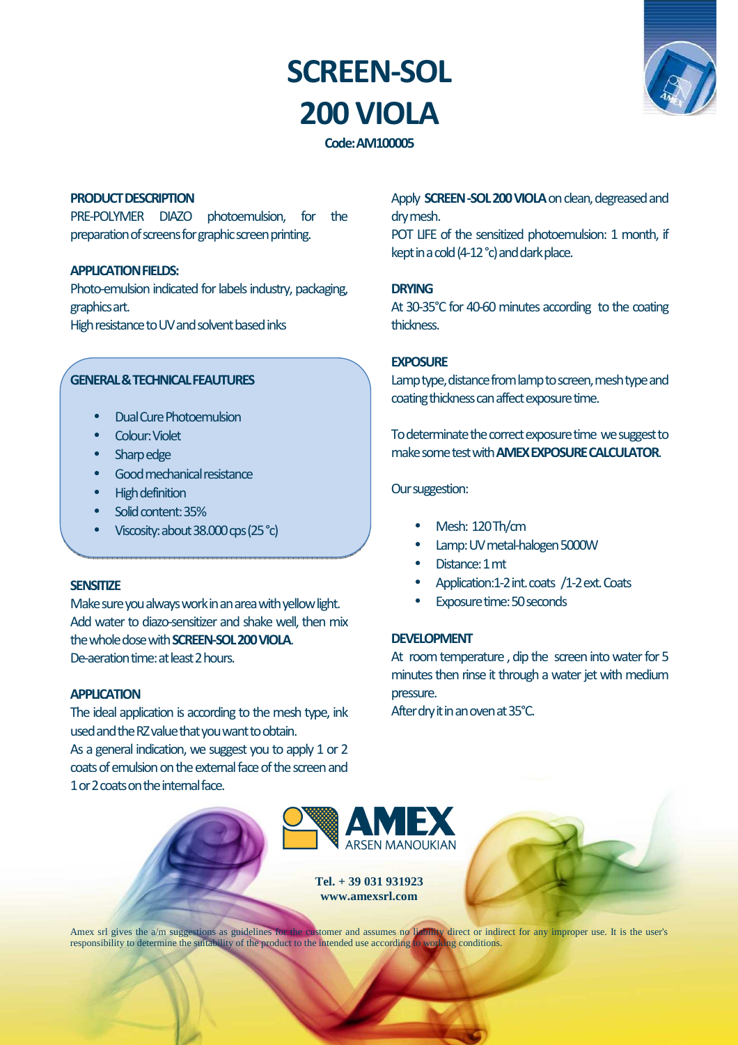# SCREEN-SOL 200 VIOLA

**Code: AM100005**

## PRODUCT DESCRIPTION

PRE-POLYMER DIAZO photoemulsion, for the preparation of screens for graphic screen printing.

## APPLICATION FIELDS:

Photo-emulsion indicated for labels industry, packaging, graphics art.
High resistance to UV and solvent based inks

## GENERAL & TECHNICAL FEAUTURES

- Dual Cure Photoemulsion
- Colour: Violet
- Sharp edge
- Good mechanical resistance
- High definition
- Solid content: 35%
- Viscosity: about 38.000 cps (25 °c)

## SENSITIZE

Make sure you always work in an area with yellow light.
Add water to diazo-sensitizer and shake well, then mix the whole dose with **SCREEN-SOL 200 VIOLA**.
De-aeration time: at least 2 hours.

## APPLICATION

The ideal application is according to the mesh type, ink used and the RZ value that you want to obtain.
As a general indication, we suggest you to apply 1 or 2 coats of emulsion on the external face of the screen and 1 or 2 coats on the internal face.

Apply **SCREEN -SOL 200 VIOLA** on clean, degreased and dry mesh.
POT LIFE of the sensitized photoemulsion: 1 month, if kept in a cold (4-12 °c) and dark place.

## DRYING

At 30-35°C for 40-60 minutes according to the coating thickness.

## EXPOSURE

Lamp type, distance from lamp to screen, mesh type and coating thickness can affect exposure time.

To determinate the correct exposure time we suggest to make some test with **AMEX EXPOSURE CALCULATOR**.

Our suggestion:

- Mesh: 120 Th/cm
- Lamp: UV metal-halogen 5000W
- Distance: 1 mt
- Application:1-2 int. coats /1-2 ext. Coats
- Exposure time: 50 seconds

## DEVELOPMENT

At room temperature , dip the screen into water for 5 minutes then rinse it through a water jet with medium pressure.
After dry it in an oven at 35°C.

AMEX
ARSEN MANOUKIAN

**Tel. + 39 031 931923**
**www.amexsrl.com**

Amex srl gives the a/m suggestions as guidelines for the customer and assumes no liability direct or indirect for any improper use. It is the user's responsibility to determine the suitability of the product to the intended use according to working conditions.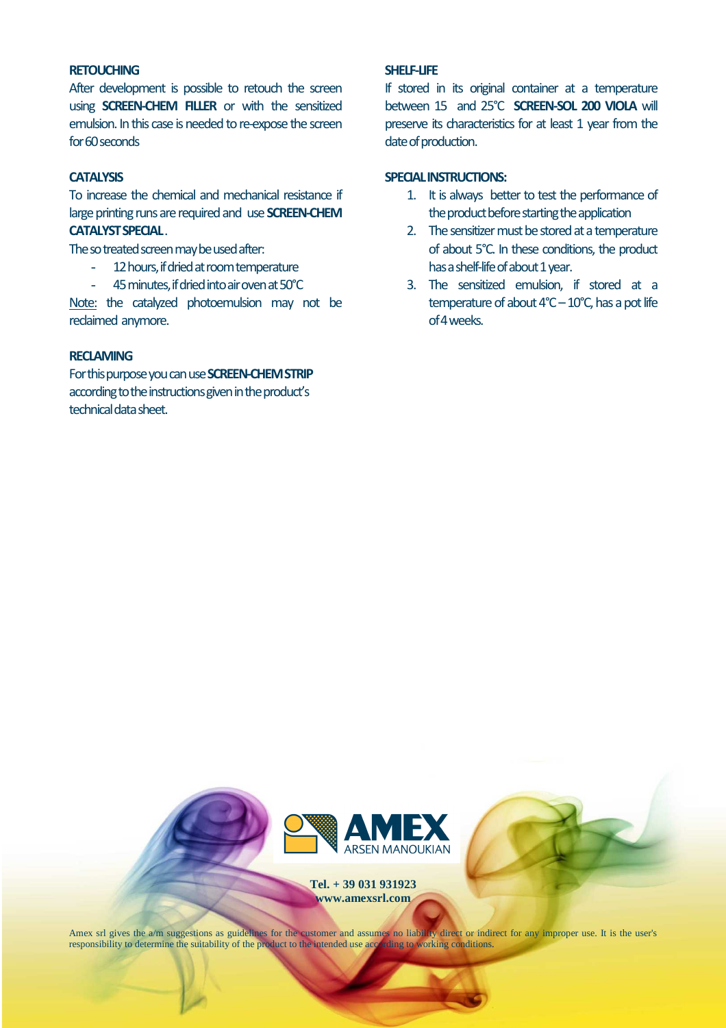## RETOUCHING

After development is possible to retouch the screen using **SCREEN-CHEM FILLER** or with the sensitized emulsion. In this case is needed to re-expose the screen for 60 seconds

## CATALYSIS

To increase the chemical and mechanical resistance if large printing runs are required and use **SCREEN-CHEM CATALYST SPECIAL**.

The so treated screen may be used after:

- 12 hours, if dried at room temperature
- 45 minutes, if dried into air oven at 50°C

Note: the catalyzed photoemulsion may not be reclaimed anymore.

## RECLAIMING

For this purpose you can use **SCREEN-CHEM STRIP** according to the instructions given in the product's technical data sheet.

## SHELF-LIFE

If stored in its original container at a temperature between 15 and 25°C **SCREEN-SOL 200 VIOLA** will preserve its characteristics for at least 1 year from the date of production.

## SPECIAL INSTRUCTIONS:

1. It is always better to test the performance of the product before starting the application
2. The sensitizer must be stored at a temperature of about 5°C. In these conditions, the product has a shelf-life of about 1 year.
3. The sensitized emulsion, if stored at a temperature of about 4°C – 10°C, has a pot life of 4 weeks.

AMEX
ARSEN MANOUKIAN

**Tel. + 39 031 931923**
**www.amexsrl.com**

Amex srl gives the a/m suggestions as guidelines for the customer and assumes no liability direct or indirect for any improper use. It is the user's responsibility to determine the suitability of the product to the intended use according to working conditions.